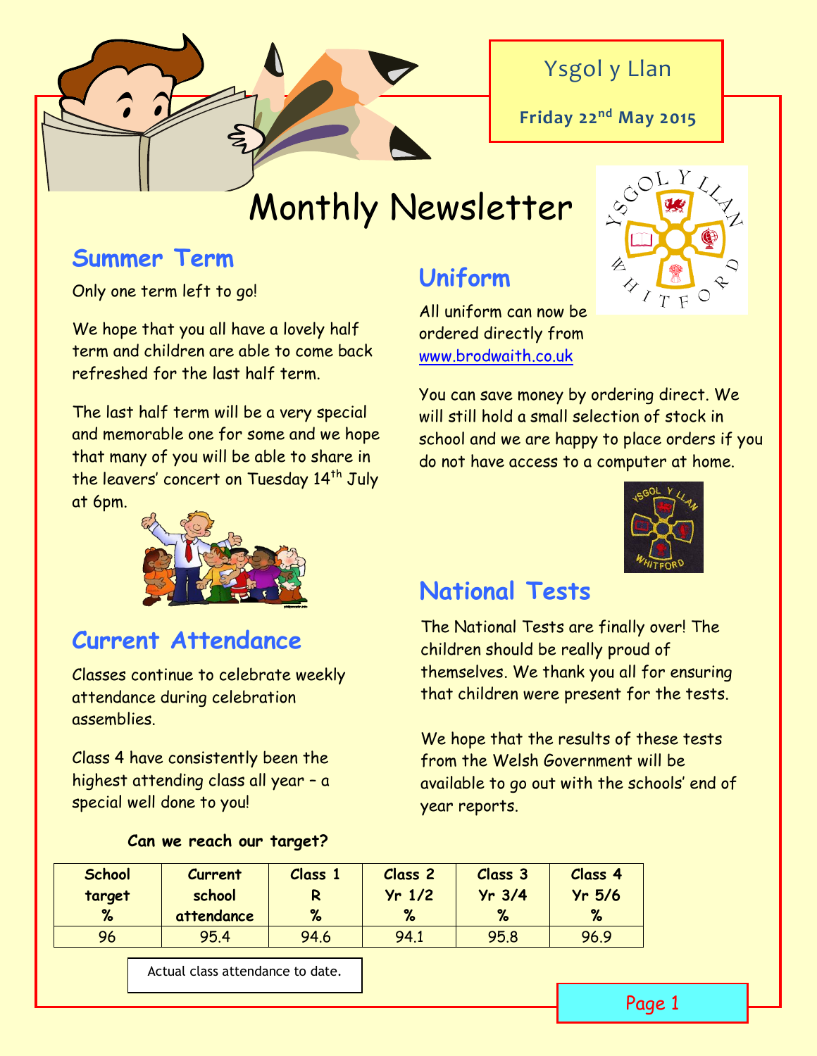Ysgol y Llan

**Friday 22nd May 2015**

# Monthly Newsletter

## Summer Term

Only one term left to go!

We hope that you all have a lovely half term and children are able to come back refreshed for the last half term.

The last half term will be a very special and memorable one for some and we hope that many of you will be able to share in the leavers' concert on Tuesday 14th July at 6pm.

## Current Attendance

Classes continue to celebrate weekly attendance during celebration assemblies.

Class 4 have consistently been the highest attending class all year – a special well done to you!

## Uniform

All uniform can now be ordered directly from www.brodwaith.co.uk

You can save money by ordering direct. We will still hold a small selection of stock in school and we are happy to place orders if you do not have access to a computer at home.

## National Tests

The National Tests are finally over! The children should be really proud of themselves. We thank you all for ensuring that children were present for the tests.

We hope that the results of these tests from the Welsh Government will be available to go out with the schools' end of year reports.

**Can we reach our target?**

| School target % | Current school attendance | Class 1 R % | Class 2 Yr 1/2 % | Class 3 Yr 3/4 % | Class 4 Yr 5/6 % |
|---|---|---|---|---|---|
| 96 | 95.4 | 94.6 | 94.1 | 95.8 | 96.9 |

Actual class attendance to date.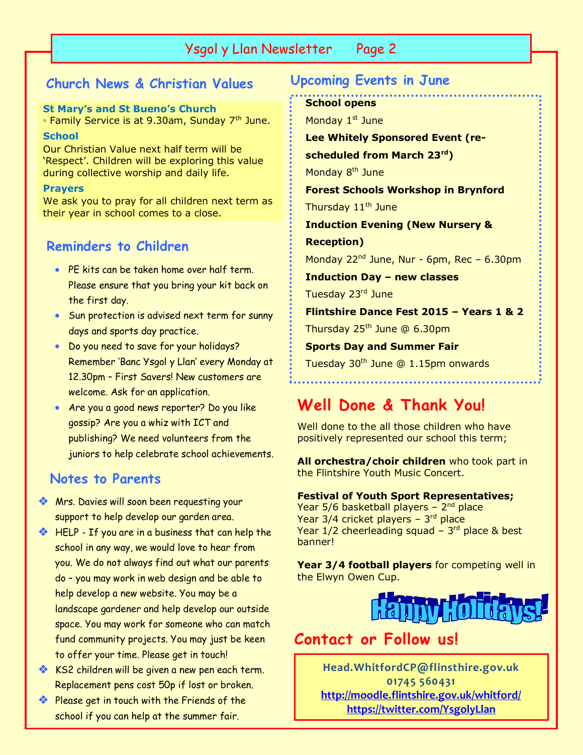## Church News & Christian Values

**St Mary's and St Bueno's Church**

◦ Family Service is at 9.30am, Sunday 7th June.

**School**

Our Christian Value next half term will be 'Respect'. Children will be exploring this value during collective worship and daily life.

**Prayers**

We ask you to pray for all children next term as their year in school comes to a close.

## Reminders to Children

- PE kits can be taken home over half term. Please ensure that you bring your kit back on the first day.
- Sun protection is advised next term for sunny days and sports day practice.
- Do you need to save for your holidays? Remember 'Banc Ysgol y Llan' every Monday at 12.30pm – First Savers! New customers are welcome. Ask for an application.
- Are you a good news reporter? Do you like gossip? Are you a whiz with ICT and publishing? We need volunteers from the juniors to help celebrate school achievements.

## Notes to Parents

- Mrs. Davies will soon been requesting your support to help develop our garden area.
- HELP - If you are in a business that can help the school in any way, we would love to hear from you. We do not always find out what our parents do – you may work in web design and be able to help develop a new website. You may be a landscape gardener and help develop our outside space. You may work for someone who can match fund community projects. You may just be keen to offer your time. Please get in touch!
- KS2 children will be given a new pen each term. Replacement pens cost 50p if lost or broken.
- Please get in touch with the Friends of the school if you can help at the summer fair.

## Upcoming Events in June

**School opens**
Monday 1st June

**Lee Whitely Sponsored Event (re-scheduled from March 23rd)**
Monday 8th June

**Forest Schools Workshop in Brynford**
Thursday 11th June

**Induction Evening (New Nursery & Reception)**
Monday 22nd June, Nur - 6pm, Rec – 6.30pm

**Induction Day – new classes**
Tuesday 23rd June

**Flintshire Dance Fest 2015 – Years 1 & 2**
Thursday 25th June @ 6.30pm

**Sports Day and Summer Fair**
Tuesday 30th June @ 1.15pm onwards

## Well Done & Thank You!

Well done to the all those children who have positively represented our school this term;

**All orchestra/choir children** who took part in the Flintshire Youth Music Concert.

**Festival of Youth Sport Representatives;**
Year 5/6 basketball players – 2nd place
Year 3/4 cricket players – 3rd place
Year 1/2 cheerleading squad – 3rd place & best banner!

**Year 3/4 football players** for competing well in the Elwyn Owen Cup.

Happy Holidays!

## Contact or Follow us!

Head.WhitfordCP@flinsthire.gov.uk
01745 560431
http://moodle.flintshire.gov.uk/whitford/
https://twitter.com/YsgolyLlan